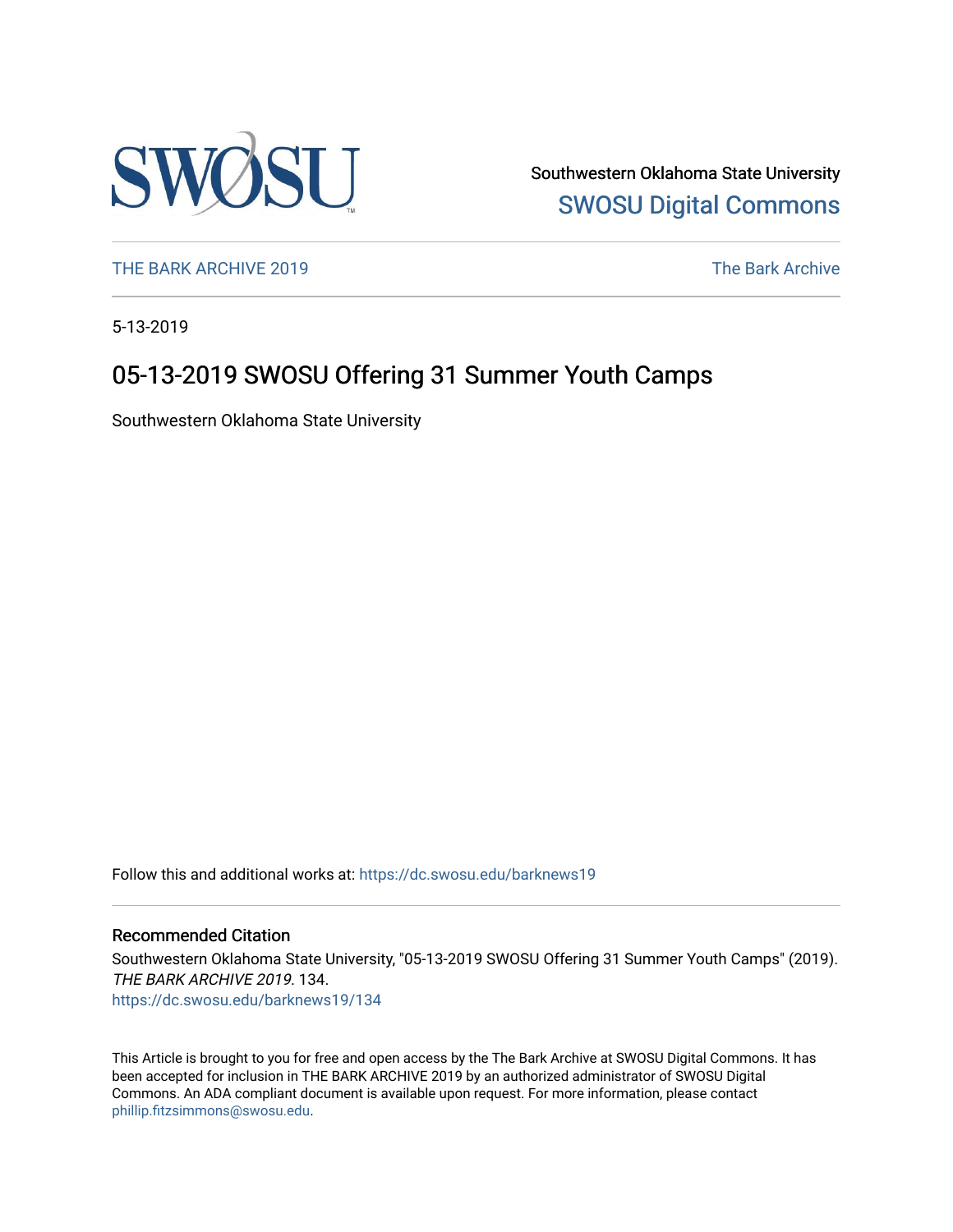Southwestern Oklahoma State University

SWOSU Digital Commons

THE BARK ARCHIVE 2019

The Bark Archive

5-13-2019

# 05-13-2019 SWOSU Offering 31 Summer Youth Camps

Southwestern Oklahoma State University

Follow this and additional works at: https://dc.swosu.edu/barknews19

## Recommended Citation

Southwestern Oklahoma State University, "05-13-2019 SWOSU Offering 31 Summer Youth Camps" (2019). *THE BARK ARCHIVE 2019*. 134.
https://dc.swosu.edu/barknews19/134

This Article is brought to you for free and open access by the The Bark Archive at SWOSU Digital Commons. It has been accepted for inclusion in THE BARK ARCHIVE 2019 by an authorized administrator of SWOSU Digital Commons. An ADA compliant document is available upon request. For more information, please contact phillip.fitzsimmons@swosu.edu.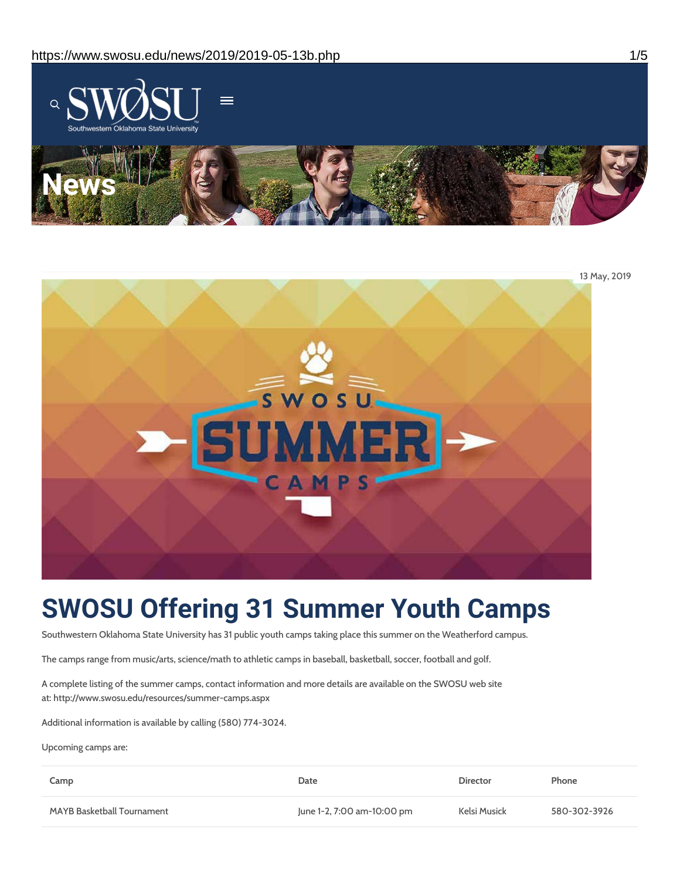13 May, 2019

# SWOSU Offering 31 Summer Youth Camps

Southwestern Oklahoma State University has 31 public youth camps taking place this summer on the Weatherford campus.

The camps range from music/arts, science/math to athletic camps in baseball, basketball, soccer, football and golf.

A complete listing of the summer camps, contact information and more details are available on the SWOSU web site at: http://www.swosu.edu/resources/summer-camps.aspx

Additional information is available by calling (580) 774-3024.

Upcoming camps are:

| Camp | Date | Director | Phone |
|---|---|---|---|
| MAYB Basketball Tournament | June 1-2, 7:00 am-10:00 pm | Kelsi Musick | 580-302-3926 |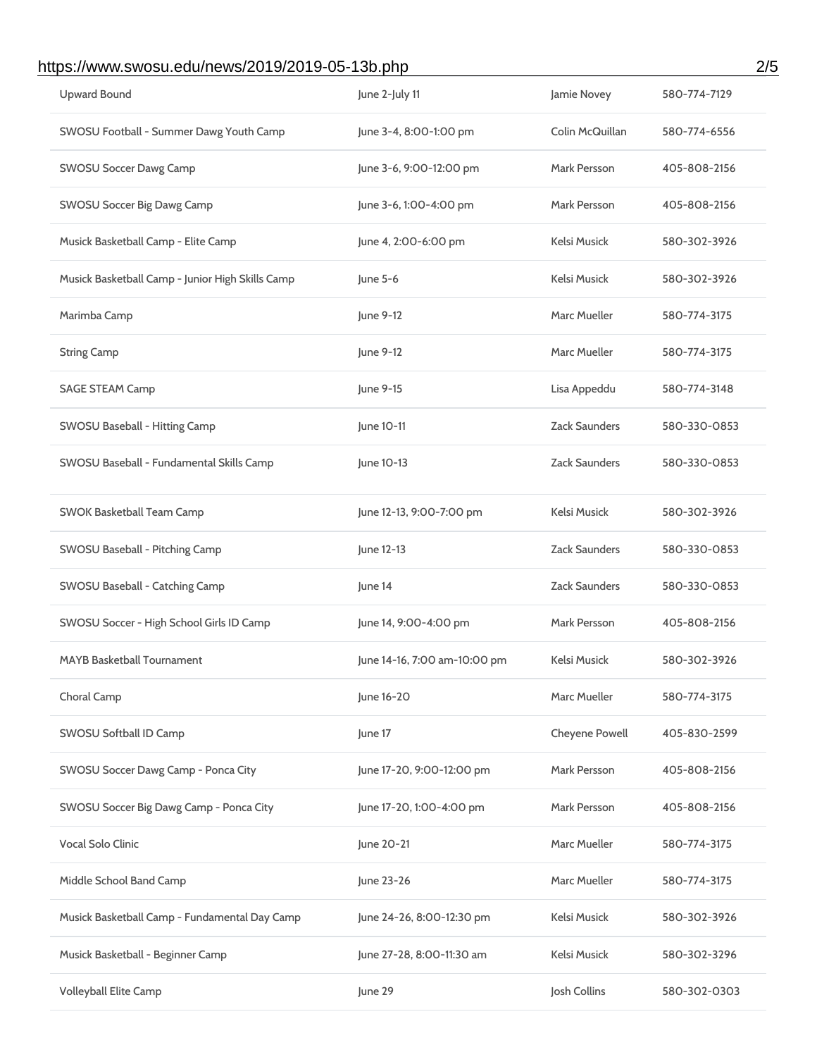| | | | |
|---|---|---|---|
| Upward Bound | June 2-July 11 | Jamie Novey | 580-774-7129 |
| SWOSU Football - Summer Dawg Youth Camp | June 3-4, 8:00-1:00 pm | Colin McQuillan | 580-774-6556 |
| SWOSU Soccer Dawg Camp | June 3-6, 9:00-12:00 pm | Mark Persson | 405-808-2156 |
| SWOSU Soccer Big Dawg Camp | June 3-6, 1:00-4:00 pm | Mark Persson | 405-808-2156 |
| Musick Basketball Camp - Elite Camp | June 4, 2:00-6:00 pm | Kelsi Musick | 580-302-3926 |
| Musick Basketball Camp - Junior High Skills Camp | June 5-6 | Kelsi Musick | 580-302-3926 |
| Marimba Camp | June 9-12 | Marc Mueller | 580-774-3175 |
| String Camp | June 9-12 | Marc Mueller | 580-774-3175 |
| SAGE STEAM Camp | June 9-15 | Lisa Appeddu | 580-774-3148 |
| SWOSU Baseball - Hitting Camp | June 10-11 | Zack Saunders | 580-330-0853 |
| SWOSU Baseball - Fundamental Skills Camp | June 10-13 | Zack Saunders | 580-330-0853 |
| SWOK Basketball Team Camp | June 12-13, 9:00-7:00 pm | Kelsi Musick | 580-302-3926 |
| SWOSU Baseball - Pitching Camp | June 12-13 | Zack Saunders | 580-330-0853 |
| SWOSU Baseball - Catching Camp | June 14 | Zack Saunders | 580-330-0853 |
| SWOSU Soccer - High School Girls ID Camp | June 14, 9:00-4:00 pm | Mark Persson | 405-808-2156 |
| MAYB Basketball Tournament | June 14-16, 7:00 am-10:00 pm | Kelsi Musick | 580-302-3926 |
| Choral Camp | June 16-20 | Marc Mueller | 580-774-3175 |
| SWOSU Softball ID Camp | June 17 | Cheyene Powell | 405-830-2599 |
| SWOSU Soccer Dawg Camp - Ponca City | June 17-20, 9:00-12:00 pm | Mark Persson | 405-808-2156 |
| SWOSU Soccer Big Dawg Camp - Ponca City | June 17-20, 1:00-4:00 pm | Mark Persson | 405-808-2156 |
| Vocal Solo Clinic | June 20-21 | Marc Mueller | 580-774-3175 |
| Middle School Band Camp | June 23-26 | Marc Mueller | 580-774-3175 |
| Musick Basketball Camp - Fundamental Day Camp | June 24-26, 8:00-12:30 pm | Kelsi Musick | 580-302-3926 |
| Musick Basketball - Beginner Camp | June 27-28, 8:00-11:30 am | Kelsi Musick | 580-302-3296 |
| Volleyball Elite Camp | June 29 | Josh Collins | 580-302-0303 |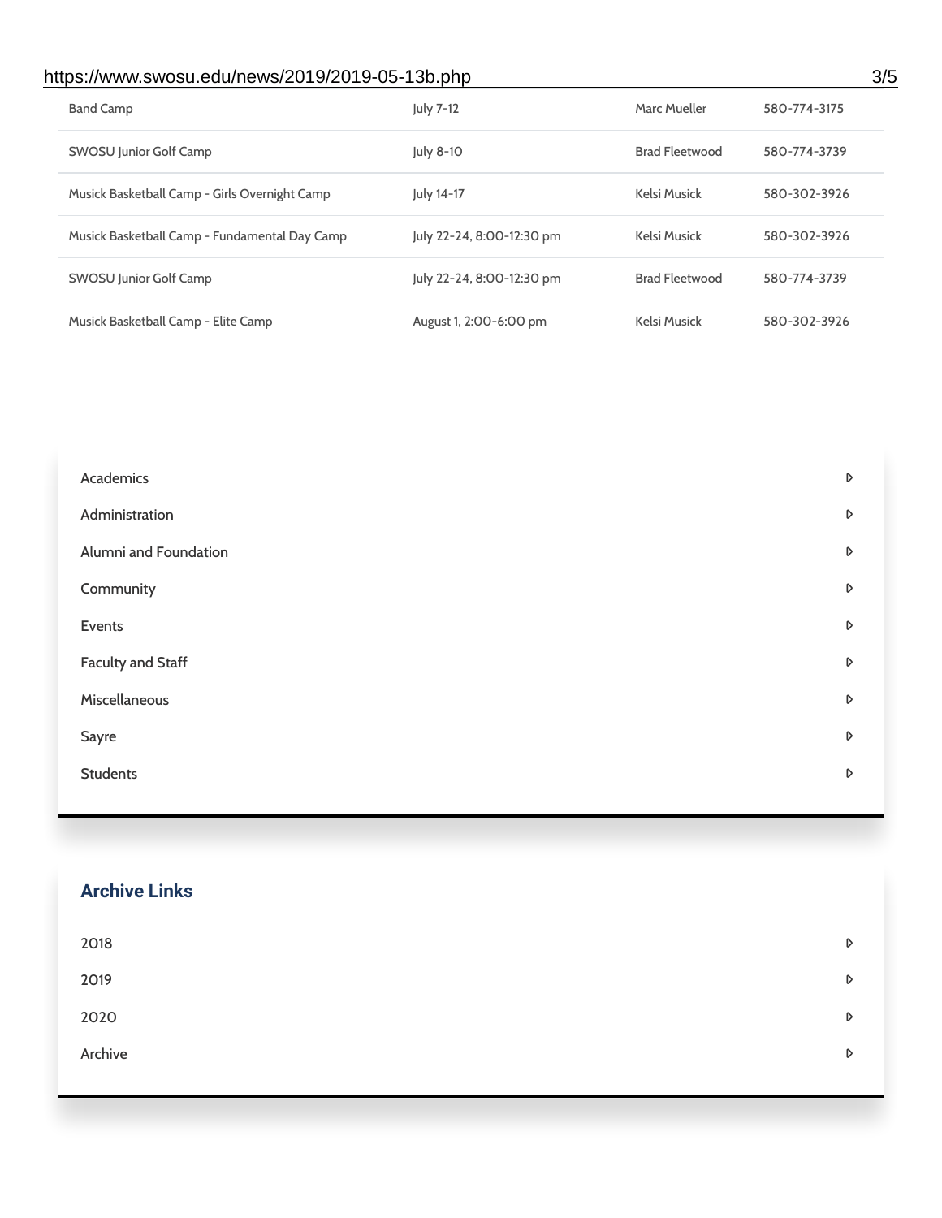| | | | |
|---|---|---|---|
| Band Camp | July 7-12 | Marc Mueller | 580-774-3175 |
| SWOSU Junior Golf Camp | July 8-10 | Brad Fleetwood | 580-774-3739 |
| Musick Basketball Camp - Girls Overnight Camp | July 14-17 | Kelsi Musick | 580-302-3926 |
| Musick Basketball Camp - Fundamental Day Camp | July 22-24, 8:00-12:30 pm | Kelsi Musick | 580-302-3926 |
| SWOSU Junior Golf Camp | July 22-24, 8:00-12:30 pm | Brad Fleetwood | 580-774-3739 |
| Musick Basketball Camp - Elite Camp | August 1, 2:00-6:00 pm | Kelsi Musick | 580-302-3926 |

- Academics
- Administration
- Alumni and Foundation
- Community
- Events
- Faculty and Staff
- Miscellaneous
- Sayre
- Students

## Archive Links

- 2018
- 2019
- 2020
- Archive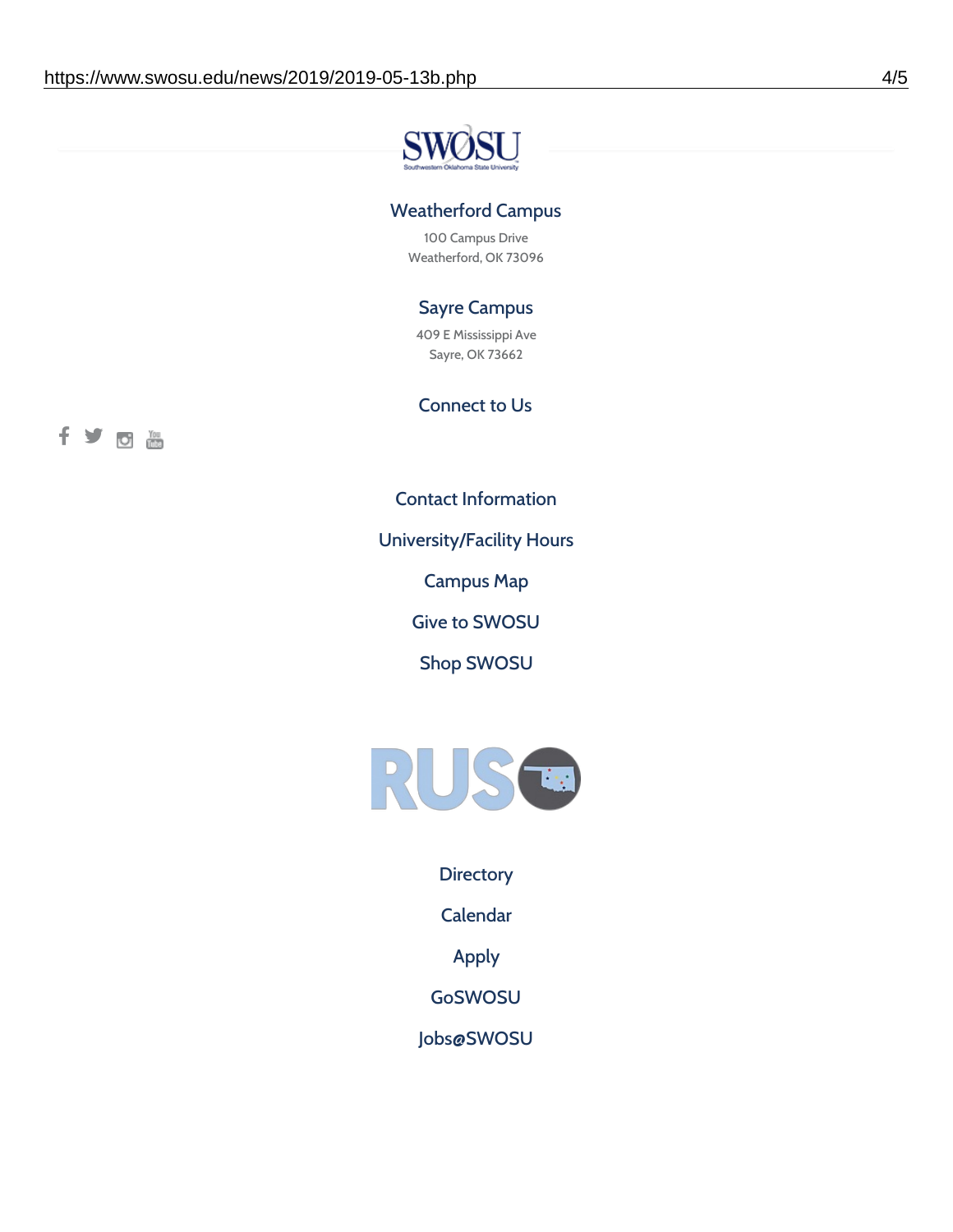## Weatherford Campus

100 Campus Drive
Weatherford, OK 73096

## Sayre Campus

409 E Mississippi Ave
Sayre, OK 73662

## Connect to Us

Contact Information

University/Facility Hours

Campus Map

Give to SWOSU

Shop SWOSU

Directory

Calendar

Apply

GoSWOSU

Jobs@SWOSU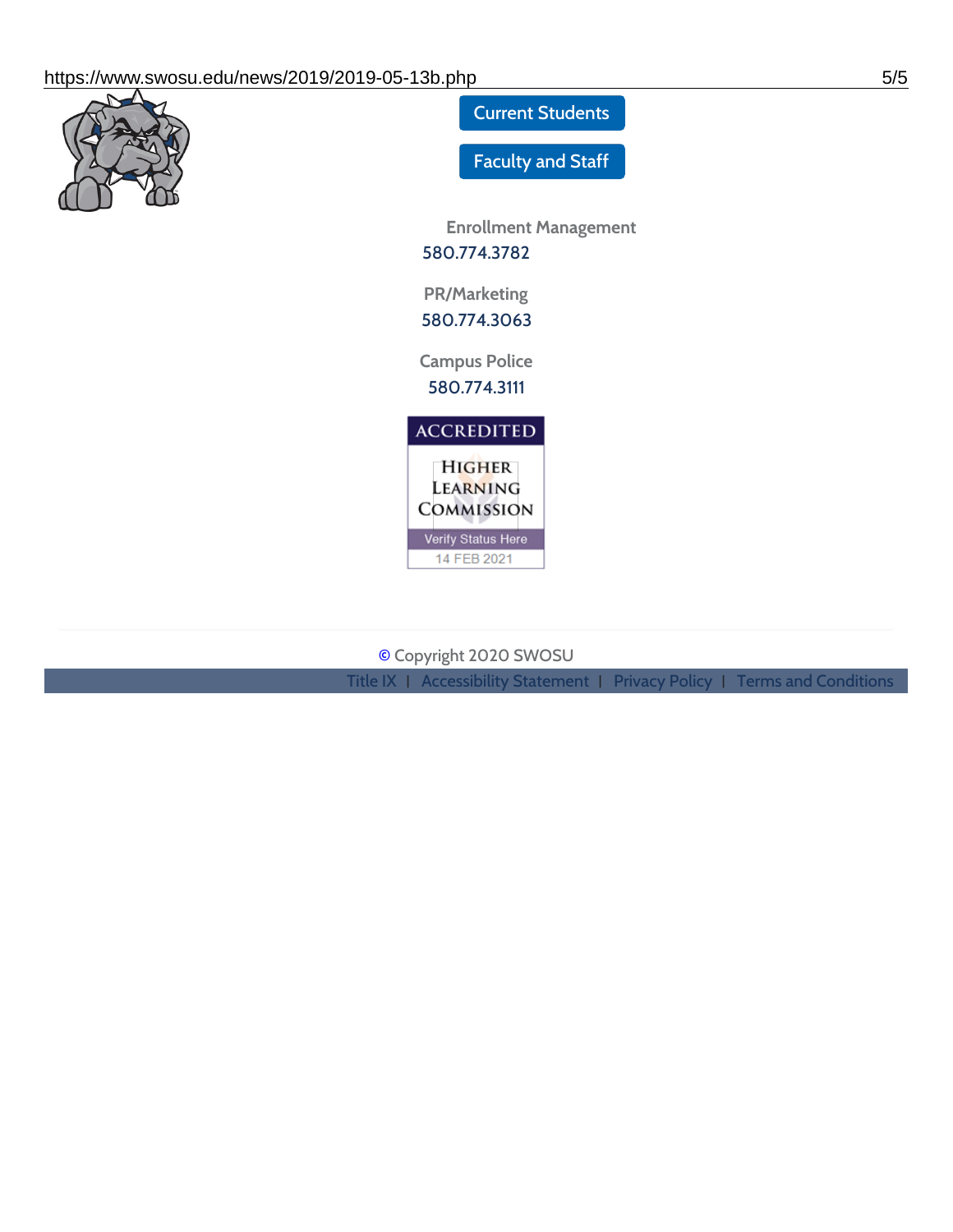Current Students

Faculty and Staff

Enrollment Management
580.774.3782

PR/Marketing
580.774.3063

Campus Police
580.774.3111

ACCREDITED

HIGHER LEARNING COMMISSION

Verify Status Here

14 FEB 2021

© Copyright 2020 SWOSU

Title IX | Accessibility Statement | Privacy Policy | Terms and Conditions